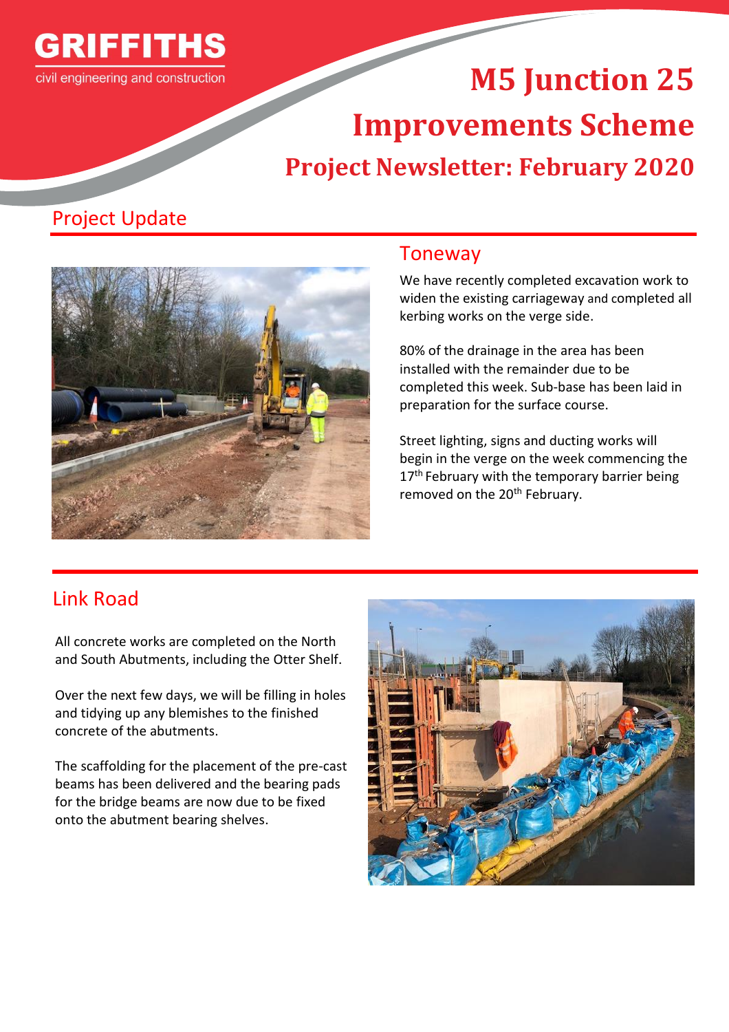GRIFFITHS

civil engineering and construction

# M5 Junction 25 Improvements Scheme

## Project Newsletter: February 2020

## Project Update

### Toneway

We have recently completed excavation work to widen the existing carriageway and completed all kerbing works on the verge side.

80% of the drainage in the area has been installed with the remainder due to be completed this week. Sub-base has been laid in preparation for the surface course.

Street lighting, signs and ducting works will begin in the verge on the week commencing the 17th February with the temporary barrier being removed on the 20th February.

### Link Road

All concrete works are completed on the North and South Abutments, including the Otter Shelf.

Over the next few days, we will be filling in holes and tidying up any blemishes to the finished concrete of the abutments.

The scaffolding for the placement of the pre-cast beams has been delivered and the bearing pads for the bridge beams are now due to be fixed onto the abutment bearing shelves.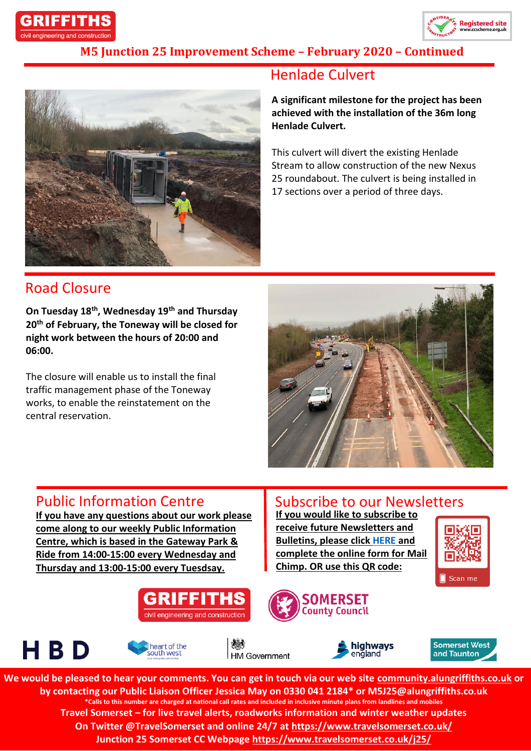# M5 Junction 25 Improvement Scheme – February 2020 – Continued

## Henlade Culvert

**A significant milestone for the project has been achieved with the installation of the 36m long Henlade Culvert.**

This culvert will divert the existing Henlade Stream to allow construction of the new Nexus 25 roundabout. The culvert is being installed in 17 sections over a period of three days.

## Road Closure

**On Tuesday 18th, Wednesday 19th and Thursday 20th of February, the Toneway will be closed for night work between the hours of 20:00 and 06:00.**

The closure will enable us to install the final traffic management phase of the Toneway works, to enable the reinstatement on the central reservation.

## Public Information Centre

**If you have any questions about our work please come along to our weekly Public Information Centre, which is based in the Gateway Park & Ride from 14:00-15:00 every Wednesday and Thursday and 13:00-15:00 every Tuesdsay.**

## Subscribe to our Newsletters

**If you would like to subscribe to receive future Newsletters and Bulletins, please click HERE and complete the online form for Mail Chimp. OR use this QR code:**

Scan me

**We would be pleased to hear your comments. You can get in touch via our web site community.alungriffiths.co.uk or by contacting our Public Liaison Officer Jessica May on 0330 041 2184* or M5J25@alungriffiths.co.uk**

*Calls to this number are charged at national call rates and included in inclusive minute plans from landlines and mobiles

**Travel Somerset – for live travel alerts, roadworks information and winter weather updates**

**On Twitter @TravelSomerset and online 24/7 at https://www.travelsomerset.co.uk/**

**Junction 25 Somerset CC Webpage https://www.travelsomerset.co.uk/j25/**